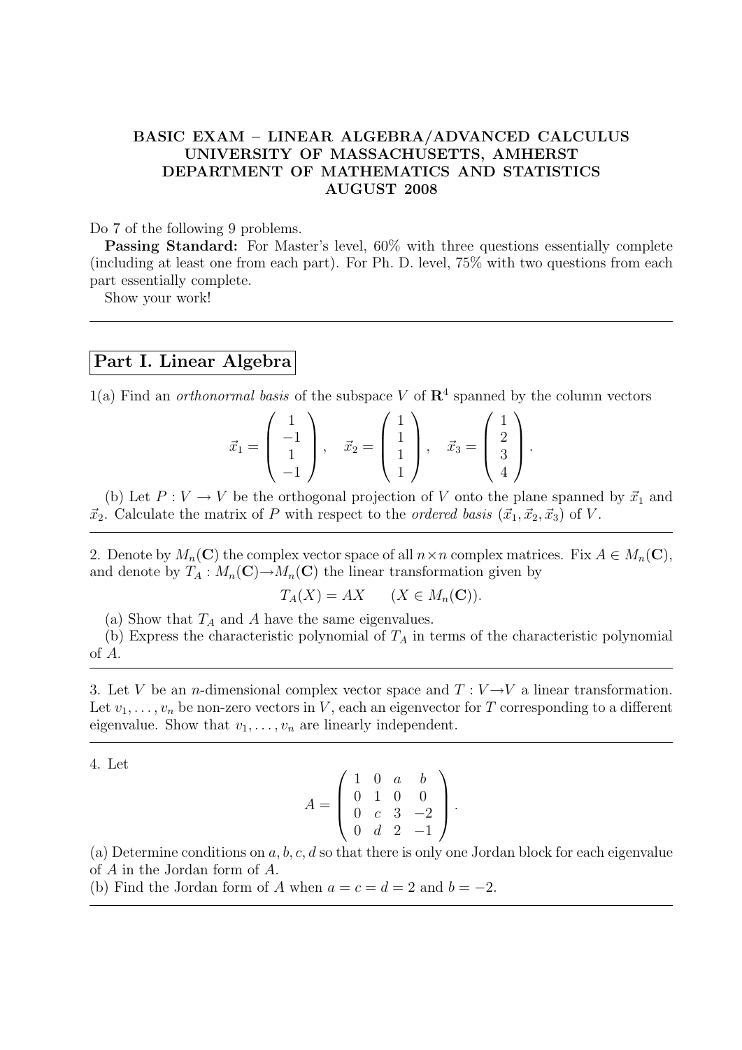**BASIC EXAM – LINEAR ALGEBRA/ADVANCED CALCULUS**
**UNIVERSITY OF MASSACHUSETTS, AMHERST**
**DEPARTMENT OF MATHEMATICS AND STATISTICS**
**AUGUST 2008**

Do 7 of the following 9 problems.

**Passing Standard:** For Master's level, 60% with three questions essentially complete (including at least one from each part). For Ph. D. level, 75% with two questions from each part essentially complete.

Show your work!

---

## Part I. Linear Algebra

1(a) Find an *orthonormal basis* of the subspace $V$ of $\mathbf{R}^4$ spanned by the column vectors

$$\vec{x}_1 = \begin{pmatrix} 1 \\ -1 \\ 1 \\ -1 \end{pmatrix}, \quad \vec{x}_2 = \begin{pmatrix} 1 \\ 1 \\ 1 \\ 1 \end{pmatrix}, \quad \vec{x}_3 = \begin{pmatrix} 1 \\ 2 \\ 3 \\ 4 \end{pmatrix}.$$

(b) Let $P : V \to V$ be the orthogonal projection of $V$ onto the plane spanned by $\vec{x}_1$ and $\vec{x}_2$. Calculate the matrix of $P$ with respect to the *ordered basis* $(\vec{x}_1, \vec{x}_2, \vec{x}_3)$ of $V$.

---

2. Denote by $M_n(\mathbf{C})$ the complex vector space of all $n \times n$ complex matrices. Fix $A \in M_n(\mathbf{C})$, and denote by $T_A : M_n(\mathbf{C}) \to M_n(\mathbf{C})$ the linear transformation given by

$$T_A(X) = AX \qquad (X \in M_n(\mathbf{C})).$$

(a) Show that $T_A$ and $A$ have the same eigenvalues.

(b) Express the characteristic polynomial of $T_A$ in terms of the characteristic polynomial of $A$.

---

3. Let $V$ be an $n$-dimensional complex vector space and $T : V \to V$ a linear transformation. Let $v_1, \ldots, v_n$ be non-zero vectors in $V$, each an eigenvector for $T$ corresponding to a different eigenvalue. Show that $v_1, \ldots, v_n$ are linearly independent.

---

4. Let

$$A = \begin{pmatrix} 1 & 0 & a & b \\ 0 & 1 & 0 & 0 \\ 0 & c & 3 & -2 \\ 0 & d & 2 & -1 \end{pmatrix}.$$

(a) Determine conditions on $a, b, c, d$ so that there is only one Jordan block for each eigenvalue of $A$ in the Jordan form of $A$.

(b) Find the Jordan form of $A$ when $a = c = d = 2$ and $b = -2$.

---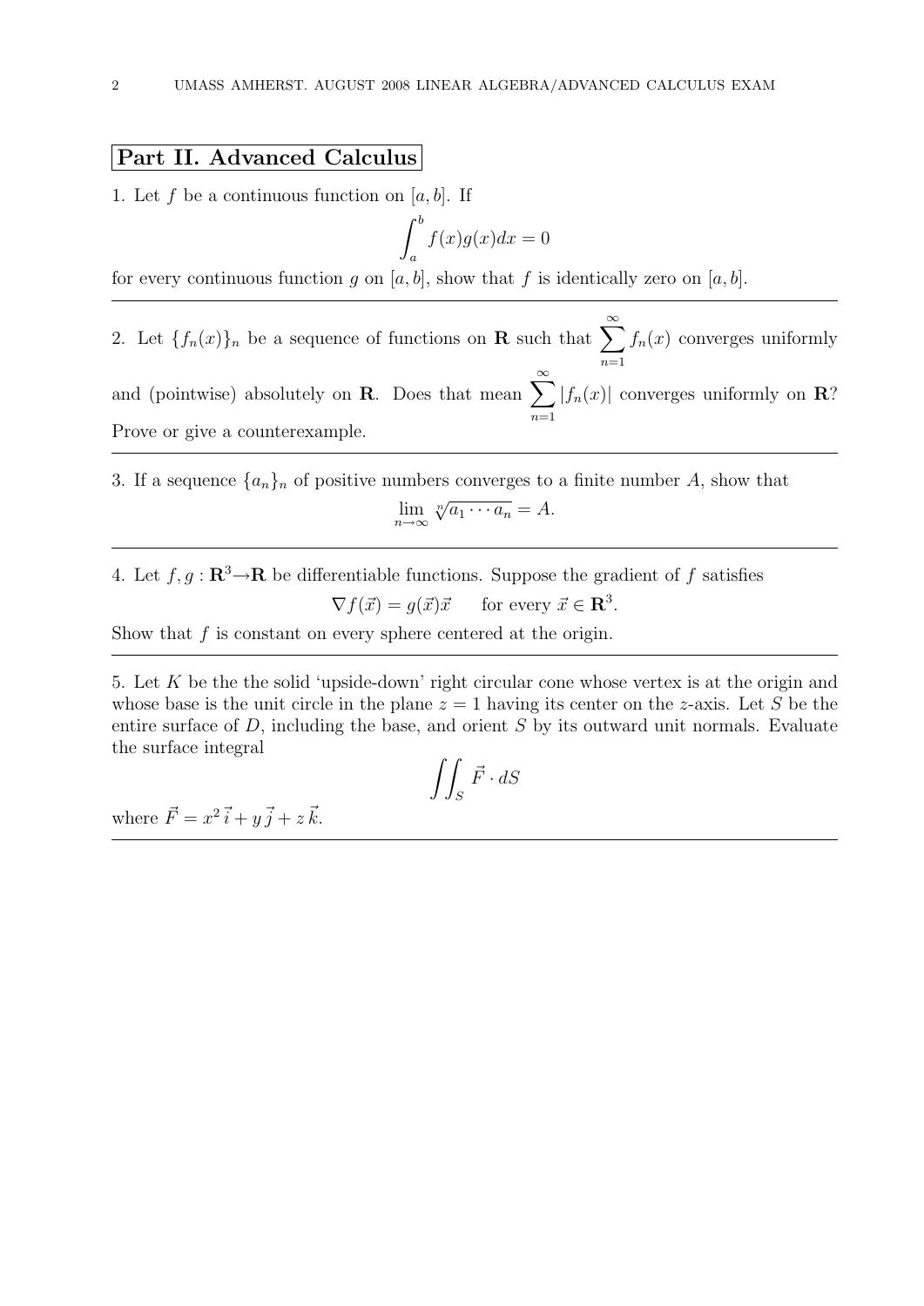## Part II. Advanced Calculus

1. Let $f$ be a continuous function on $[a, b]$. If

$$\int_a^b f(x)g(x)dx = 0$$

for every continuous function $g$ on $[a, b]$, show that $f$ is identically zero on $[a, b]$.

---

2. Let $\{f_n(x)\}_n$ be a sequence of functions on $\mathbf{R}$ such that $\sum_{n=1}^{\infty} f_n(x)$ converges uniformly and (pointwise) absolutely on $\mathbf{R}$. Does that mean $\sum_{n=1}^{\infty} |f_n(x)|$ converges uniformly on $\mathbf{R}$? Prove or give a counterexample.

---

3. If a sequence $\{a_n\}_n$ of positive numbers converges to a finite number $A$, show that

$$\lim_{n\to\infty} \sqrt[n]{a_1 \cdots a_n} = A.$$

---

4. Let $f, g : \mathbf{R}^3 \to \mathbf{R}$ be differentiable functions. Suppose the gradient of $f$ satisfies

$$\nabla f(\vec{x}) = g(\vec{x})\vec{x} \qquad \text{for every } \vec{x} \in \mathbf{R}^3.$$

Show that $f$ is constant on every sphere centered at the origin.

---

5. Let $K$ be the the solid 'upside-down' right circular cone whose vertex is at the origin and whose base is the unit circle in the plane $z = 1$ having its center on the $z$-axis. Let $S$ be the entire surface of $D$, including the base, and orient $S$ by its outward unit normals. Evaluate the surface integral

$$\int\int_S \vec{F} \cdot dS$$

where $\vec{F} = x^2\,\vec{i} + y\,\vec{j} + z\,\vec{k}$.